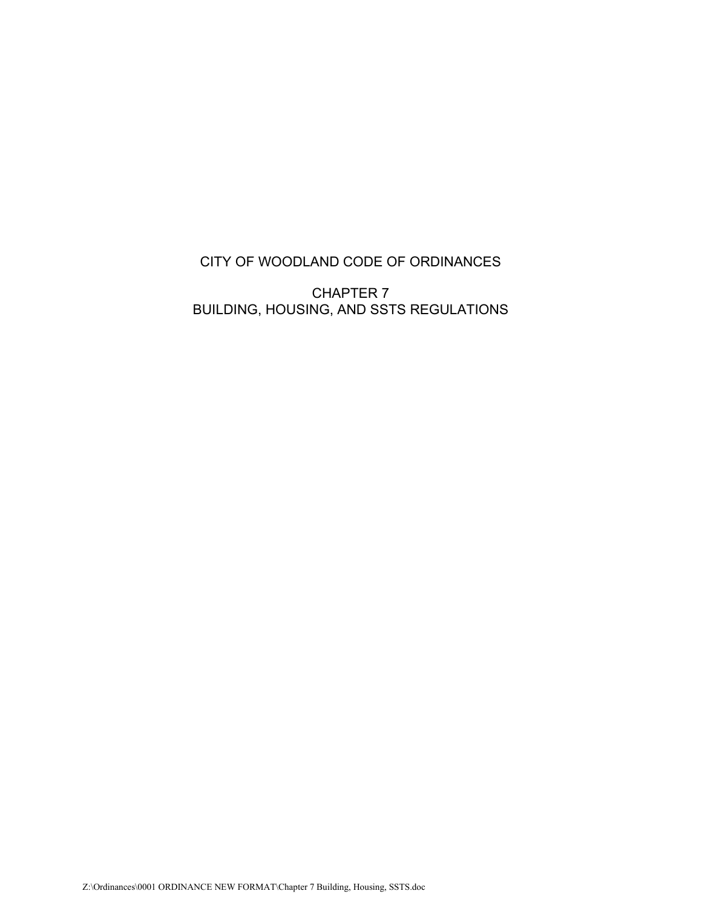# CITY OF WOODLAND CODE OF ORDINANCES

## CHAPTER 7
## BUILDING, HOUSING, AND SSTS REGULATIONS

Z:\Ordinances\0001 ORDINANCE NEW FORMAT\Chapter 7 Building, Housing, SSTS.doc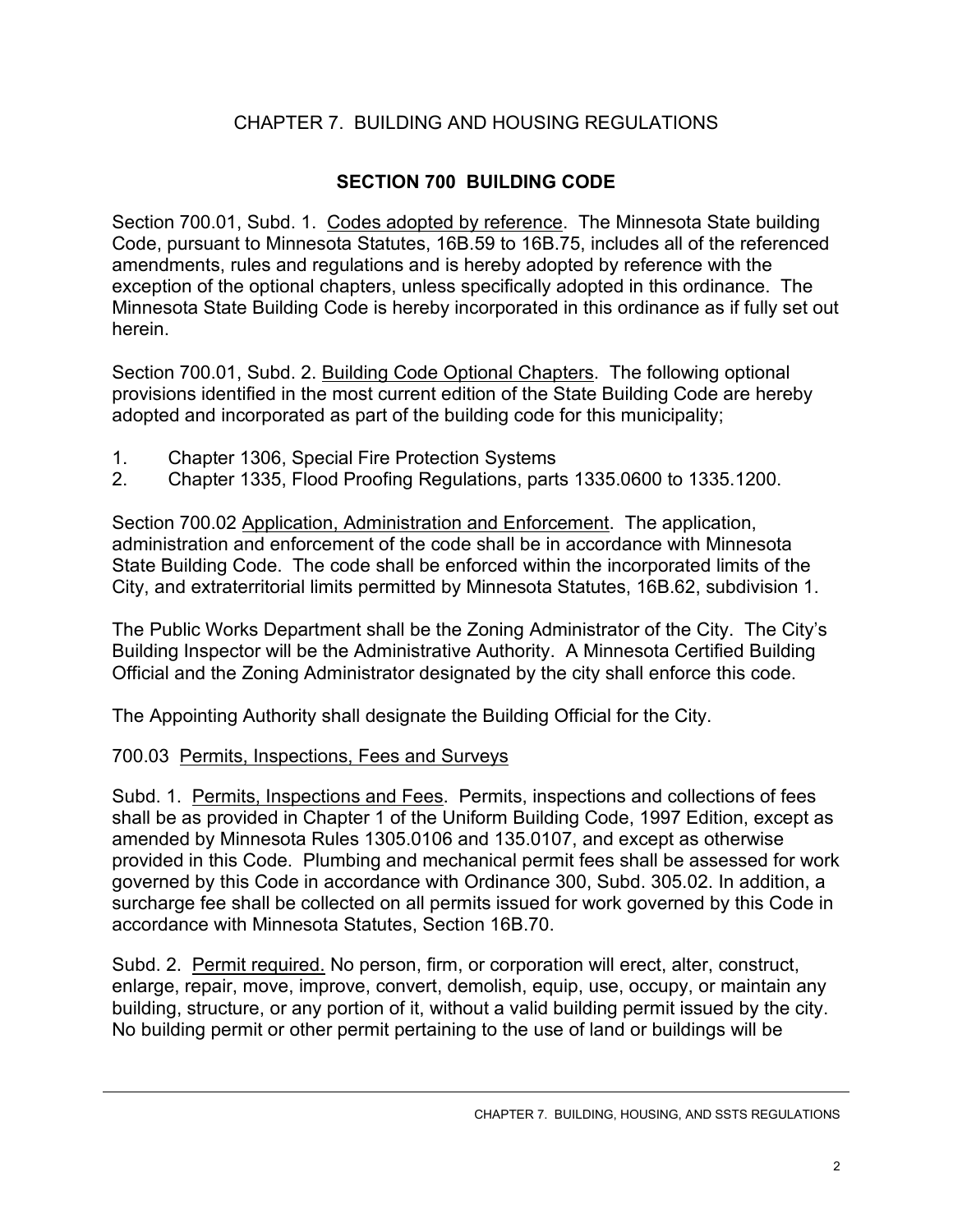# CHAPTER 7. BUILDING AND HOUSING REGULATIONS

## SECTION 700 BUILDING CODE

Section 700.01, Subd. 1. Codes adopted by reference. The Minnesota State building Code, pursuant to Minnesota Statutes, 16B.59 to 16B.75, includes all of the referenced amendments, rules and regulations and is hereby adopted by reference with the exception of the optional chapters, unless specifically adopted in this ordinance. The Minnesota State Building Code is hereby incorporated in this ordinance as if fully set out herein.

Section 700.01, Subd. 2. Building Code Optional Chapters. The following optional provisions identified in the most current edition of the State Building Code are hereby adopted and incorporated as part of the building code for this municipality;

1. Chapter 1306, Special Fire Protection Systems
2. Chapter 1335, Flood Proofing Regulations, parts 1335.0600 to 1335.1200.

Section 700.02 Application, Administration and Enforcement. The application, administration and enforcement of the code shall be in accordance with Minnesota State Building Code. The code shall be enforced within the incorporated limits of the City, and extraterritorial limits permitted by Minnesota Statutes, 16B.62, subdivision 1.

The Public Works Department shall be the Zoning Administrator of the City. The City's Building Inspector will be the Administrative Authority. A Minnesota Certified Building Official and the Zoning Administrator designated by the city shall enforce this code.

The Appointing Authority shall designate the Building Official for the City.

700.03 Permits, Inspections, Fees and Surveys

Subd. 1. Permits, Inspections and Fees. Permits, inspections and collections of fees shall be as provided in Chapter 1 of the Uniform Building Code, 1997 Edition, except as amended by Minnesota Rules 1305.0106 and 135.0107, and except as otherwise provided in this Code. Plumbing and mechanical permit fees shall be assessed for work governed by this Code in accordance with Ordinance 300, Subd. 305.02. In addition, a surcharge fee shall be collected on all permits issued for work governed by this Code in accordance with Minnesota Statutes, Section 16B.70.

Subd. 2. Permit required. No person, firm, or corporation will erect, alter, construct, enlarge, repair, move, improve, convert, demolish, equip, use, occupy, or maintain any building, structure, or any portion of it, without a valid building permit issued by the city. No building permit or other permit pertaining to the use of land or buildings will be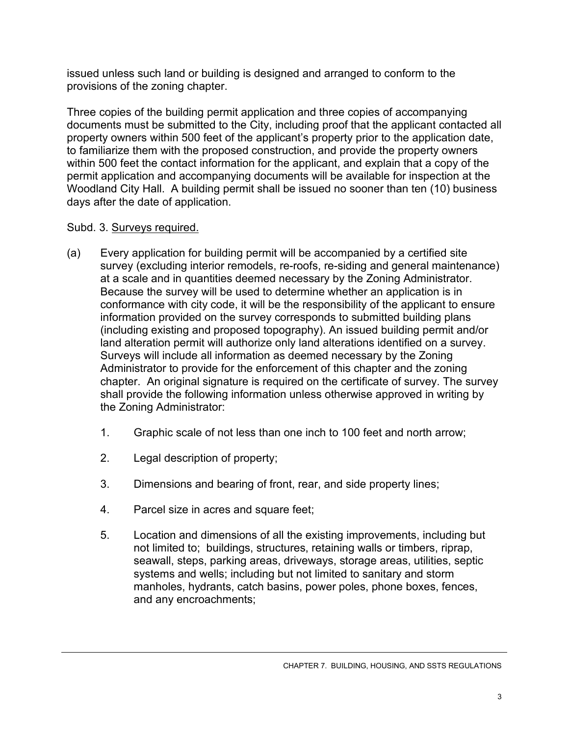issued unless such land or building is designed and arranged to conform to the provisions of the zoning chapter.

Three copies of the building permit application and three copies of accompanying documents must be submitted to the City, including proof that the applicant contacted all property owners within 500 feet of the applicant's property prior to the application date, to familiarize them with the proposed construction, and provide the property owners within 500 feet the contact information for the applicant, and explain that a copy of the permit application and accompanying documents will be available for inspection at the Woodland City Hall. A building permit shall be issued no sooner than ten (10) business days after the date of application.

Subd. 3. Surveys required.

(a) Every application for building permit will be accompanied by a certified site survey (excluding interior remodels, re-roofs, re-siding and general maintenance) at a scale and in quantities deemed necessary by the Zoning Administrator. Because the survey will be used to determine whether an application is in conformance with city code, it will be the responsibility of the applicant to ensure information provided on the survey corresponds to submitted building plans (including existing and proposed topography). An issued building permit and/or land alteration permit will authorize only land alterations identified on a survey. Surveys will include all information as deemed necessary by the Zoning Administrator to provide for the enforcement of this chapter and the zoning chapter. An original signature is required on the certificate of survey. The survey shall provide the following information unless otherwise approved in writing by the Zoning Administrator:

1. Graphic scale of not less than one inch to 100 feet and north arrow;

2. Legal description of property;

3. Dimensions and bearing of front, rear, and side property lines;

4. Parcel size in acres and square feet;

5. Location and dimensions of all the existing improvements, including but not limited to; buildings, structures, retaining walls or timbers, riprap, seawall, steps, parking areas, driveways, storage areas, utilities, septic systems and wells; including but not limited to sanitary and storm manholes, hydrants, catch basins, power poles, phone boxes, fences, and any encroachments;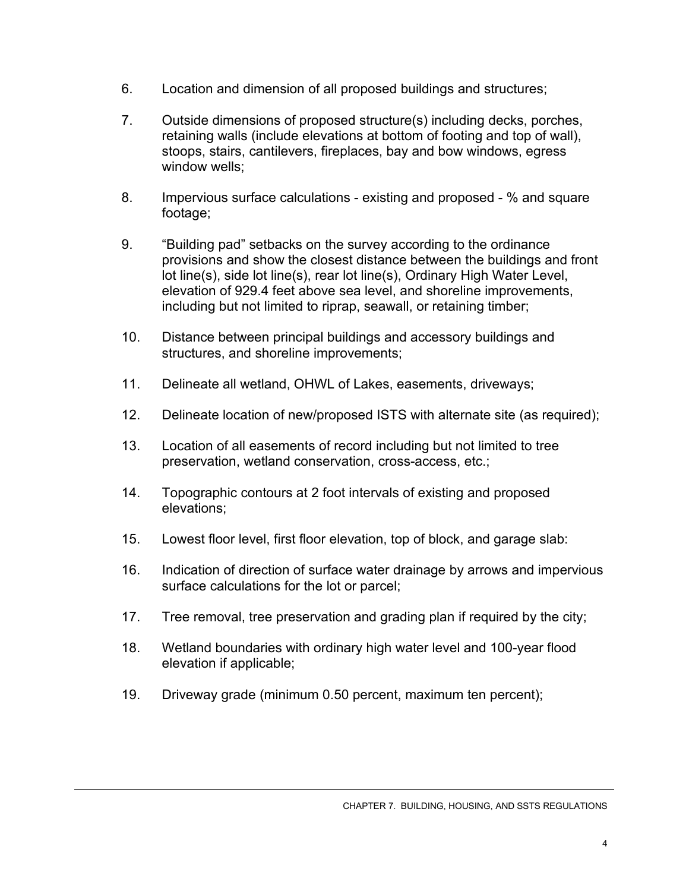6. Location and dimension of all proposed buildings and structures;

7. Outside dimensions of proposed structure(s) including decks, porches, retaining walls (include elevations at bottom of footing and top of wall), stoops, stairs, cantilevers, fireplaces, bay and bow windows, egress window wells;

8. Impervious surface calculations - existing and proposed - % and square footage;

9. "Building pad" setbacks on the survey according to the ordinance provisions and show the closest distance between the buildings and front lot line(s), side lot line(s), rear lot line(s), Ordinary High Water Level, elevation of 929.4 feet above sea level, and shoreline improvements, including but not limited to riprap, seawall, or retaining timber;

10. Distance between principal buildings and accessory buildings and structures, and shoreline improvements;

11. Delineate all wetland, OHWL of Lakes, easements, driveways;

12. Delineate location of new/proposed ISTS with alternate site (as required);

13. Location of all easements of record including but not limited to tree preservation, wetland conservation, cross-access, etc.;

14. Topographic contours at 2 foot intervals of existing and proposed elevations;

15. Lowest floor level, first floor elevation, top of block, and garage slab:

16. Indication of direction of surface water drainage by arrows and impervious surface calculations for the lot or parcel;

17. Tree removal, tree preservation and grading plan if required by the city;

18. Wetland boundaries with ordinary high water level and 100-year flood elevation if applicable;

19. Driveway grade (minimum 0.50 percent, maximum ten percent);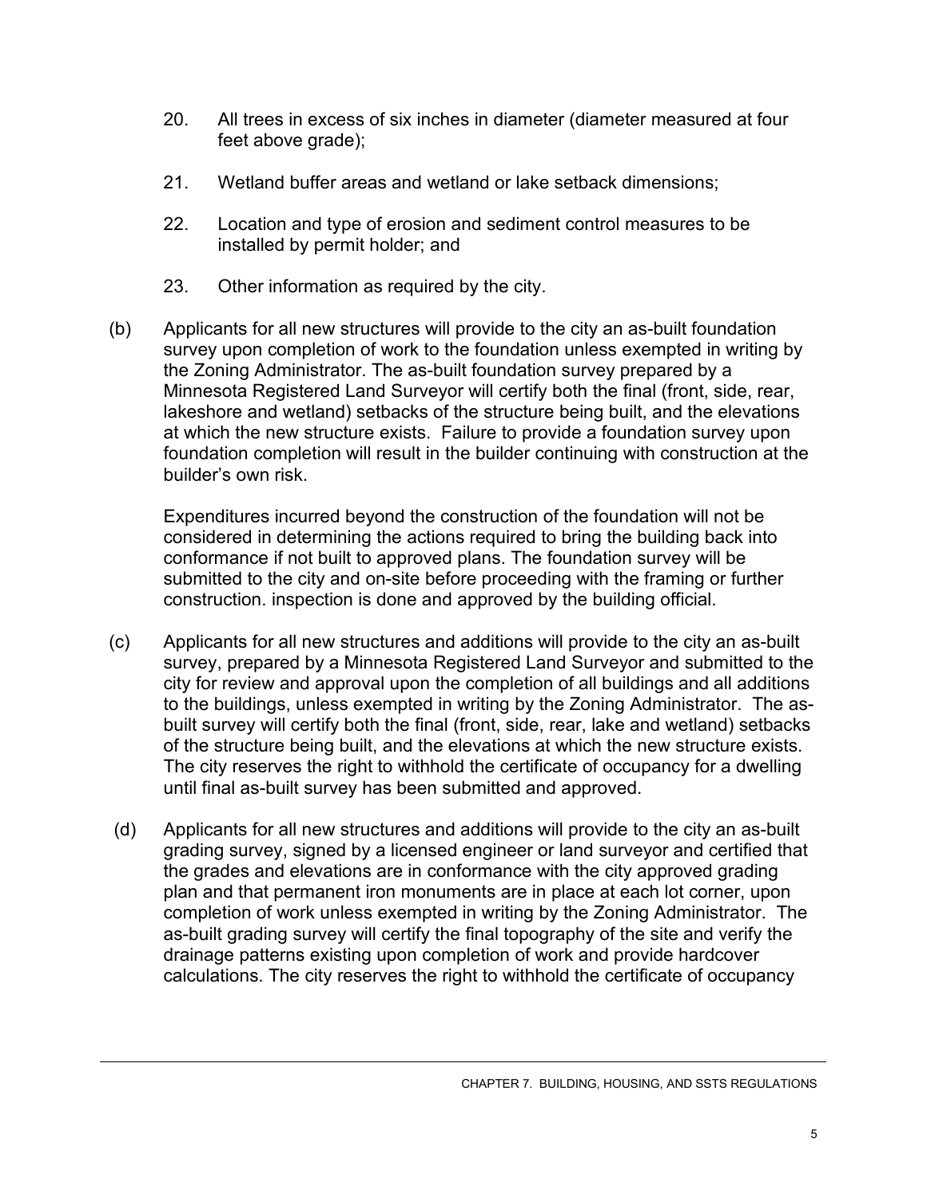20. All trees in excess of six inches in diameter (diameter measured at four feet above grade);

21. Wetland buffer areas and wetland or lake setback dimensions;

22. Location and type of erosion and sediment control measures to be installed by permit holder; and

23. Other information as required by the city.

(b) Applicants for all new structures will provide to the city an as-built foundation survey upon completion of work to the foundation unless exempted in writing by the Zoning Administrator. The as-built foundation survey prepared by a Minnesota Registered Land Surveyor will certify both the final (front, side, rear, lakeshore and wetland) setbacks of the structure being built, and the elevations at which the new structure exists. Failure to provide a foundation survey upon foundation completion will result in the builder continuing with construction at the builder's own risk.

Expenditures incurred beyond the construction of the foundation will not be considered in determining the actions required to bring the building back into conformance if not built to approved plans. The foundation survey will be submitted to the city and on-site before proceeding with the framing or further construction. inspection is done and approved by the building official.

(c) Applicants for all new structures and additions will provide to the city an as-built survey, prepared by a Minnesota Registered Land Surveyor and submitted to the city for review and approval upon the completion of all buildings and all additions to the buildings, unless exempted in writing by the Zoning Administrator. The as-built survey will certify both the final (front, side, rear, lake and wetland) setbacks of the structure being built, and the elevations at which the new structure exists. The city reserves the right to withhold the certificate of occupancy for a dwelling until final as-built survey has been submitted and approved.

(d) Applicants for all new structures and additions will provide to the city an as-built grading survey, signed by a licensed engineer or land surveyor and certified that the grades and elevations are in conformance with the city approved grading plan and that permanent iron monuments are in place at each lot corner, upon completion of work unless exempted in writing by the Zoning Administrator. The as-built grading survey will certify the final topography of the site and verify the drainage patterns existing upon completion of work and provide hardcover calculations. The city reserves the right to withhold the certificate of occupancy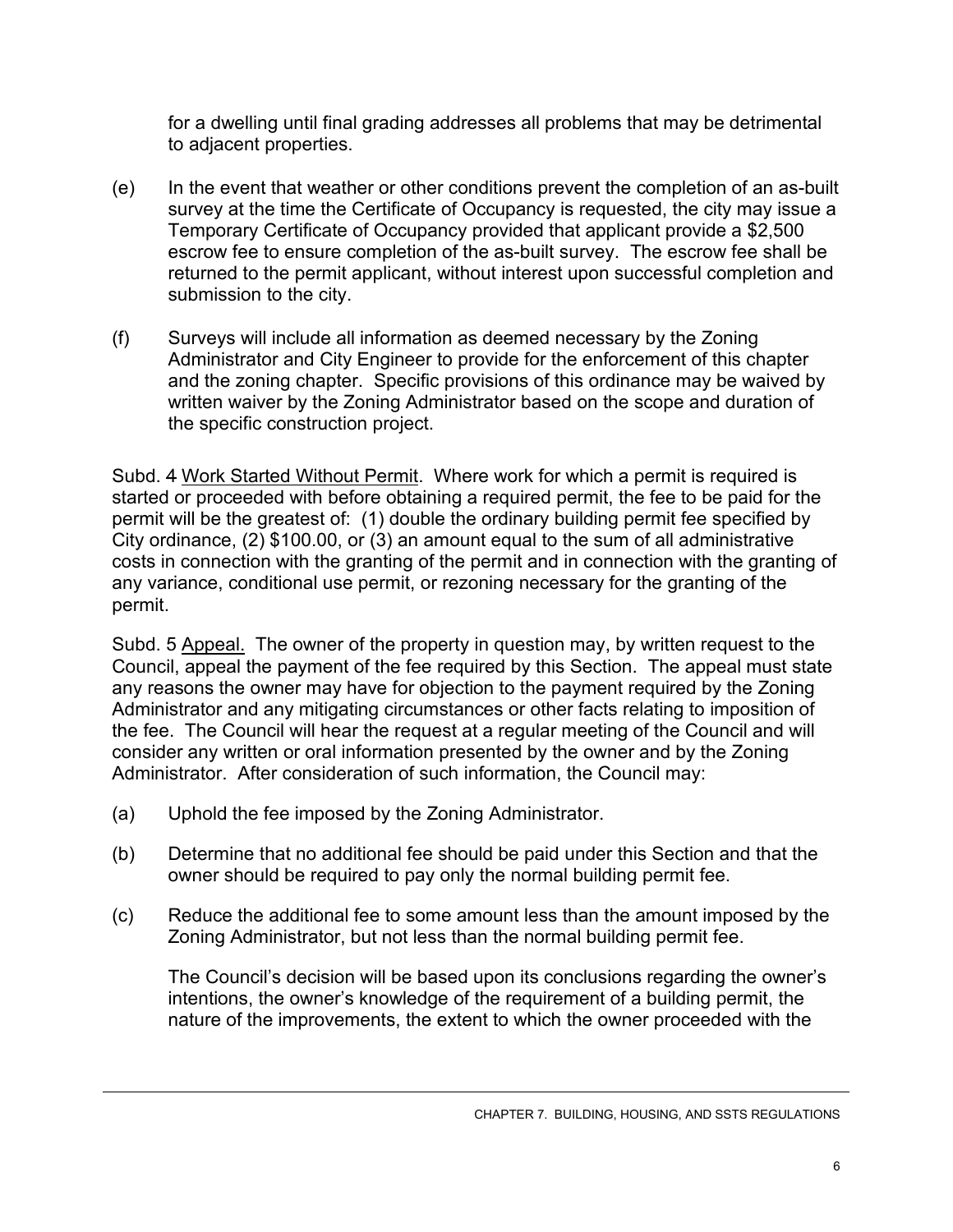for a dwelling until final grading addresses all problems that may be detrimental to adjacent properties.

(e) In the event that weather or other conditions prevent the completion of an as-built survey at the time the Certificate of Occupancy is requested, the city may issue a Temporary Certificate of Occupancy provided that applicant provide a $2,500 escrow fee to ensure completion of the as-built survey. The escrow fee shall be returned to the permit applicant, without interest upon successful completion and submission to the city.

(f) Surveys will include all information as deemed necessary by the Zoning Administrator and City Engineer to provide for the enforcement of this chapter and the zoning chapter. Specific provisions of this ordinance may be waived by written waiver by the Zoning Administrator based on the scope and duration of the specific construction project.

Subd. 4 Work Started Without Permit. Where work for which a permit is required is started or proceeded with before obtaining a required permit, the fee to be paid for the permit will be the greatest of: (1) double the ordinary building permit fee specified by City ordinance, (2) $100.00, or (3) an amount equal to the sum of all administrative costs in connection with the granting of the permit and in connection with the granting of any variance, conditional use permit, or rezoning necessary for the granting of the permit.

Subd. 5 Appeal. The owner of the property in question may, by written request to the Council, appeal the payment of the fee required by this Section. The appeal must state any reasons the owner may have for objection to the payment required by the Zoning Administrator and any mitigating circumstances or other facts relating to imposition of the fee. The Council will hear the request at a regular meeting of the Council and will consider any written or oral information presented by the owner and by the Zoning Administrator. After consideration of such information, the Council may:

(a) Uphold the fee imposed by the Zoning Administrator.

(b) Determine that no additional fee should be paid under this Section and that the owner should be required to pay only the normal building permit fee.

(c) Reduce the additional fee to some amount less than the amount imposed by the Zoning Administrator, but not less than the normal building permit fee.

The Council's decision will be based upon its conclusions regarding the owner's intentions, the owner's knowledge of the requirement of a building permit, the nature of the improvements, the extent to which the owner proceeded with the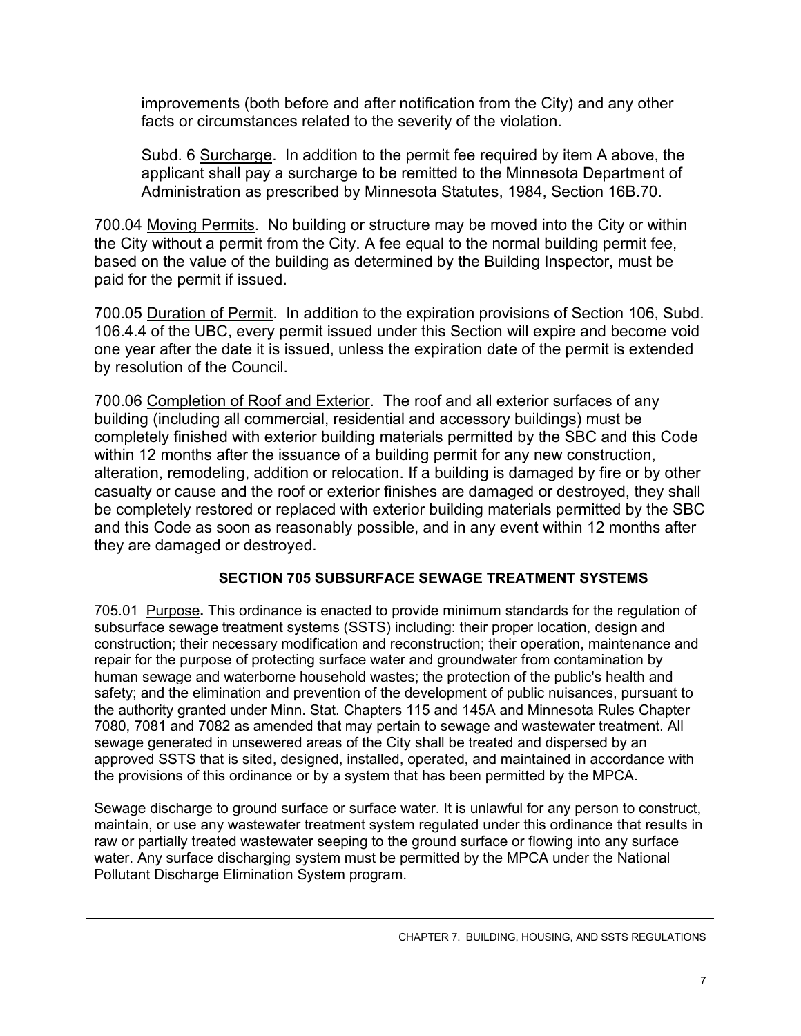improvements (both before and after notification from the City) and any other facts or circumstances related to the severity of the violation.

Subd. 6 Surcharge. In addition to the permit fee required by item A above, the applicant shall pay a surcharge to be remitted to the Minnesota Department of Administration as prescribed by Minnesota Statutes, 1984, Section 16B.70.

700.04 Moving Permits. No building or structure may be moved into the City or within the City without a permit from the City. A fee equal to the normal building permit fee, based on the value of the building as determined by the Building Inspector, must be paid for the permit if issued.

700.05 Duration of Permit. In addition to the expiration provisions of Section 106, Subd. 106.4.4 of the UBC, every permit issued under this Section will expire and become void one year after the date it is issued, unless the expiration date of the permit is extended by resolution of the Council.

700.06 Completion of Roof and Exterior. The roof and all exterior surfaces of any building (including all commercial, residential and accessory buildings) must be completely finished with exterior building materials permitted by the SBC and this Code within 12 months after the issuance of a building permit for any new construction, alteration, remodeling, addition or relocation. If a building is damaged by fire or by other casualty or cause and the roof or exterior finishes are damaged or destroyed, they shall be completely restored or replaced with exterior building materials permitted by the SBC and this Code as soon as reasonably possible, and in any event within 12 months after they are damaged or destroyed.

## SECTION 705 SUBSURFACE SEWAGE TREATMENT SYSTEMS

705.01 Purpose**.** This ordinance is enacted to provide minimum standards for the regulation of subsurface sewage treatment systems (SSTS) including: their proper location, design and construction; their necessary modification and reconstruction; their operation, maintenance and repair for the purpose of protecting surface water and groundwater from contamination by human sewage and waterborne household wastes; the protection of the public's health and safety; and the elimination and prevention of the development of public nuisances, pursuant to the authority granted under Minn. Stat. Chapters 115 and 145A and Minnesota Rules Chapter 7080, 7081 and 7082 as amended that may pertain to sewage and wastewater treatment. All sewage generated in unsewered areas of the City shall be treated and dispersed by an approved SSTS that is sited, designed, installed, operated, and maintained in accordance with the provisions of this ordinance or by a system that has been permitted by the MPCA.

Sewage discharge to ground surface or surface water. It is unlawful for any person to construct, maintain, or use any wastewater treatment system regulated under this ordinance that results in raw or partially treated wastewater seeping to the ground surface or flowing into any surface water. Any surface discharging system must be permitted by the MPCA under the National Pollutant Discharge Elimination System program.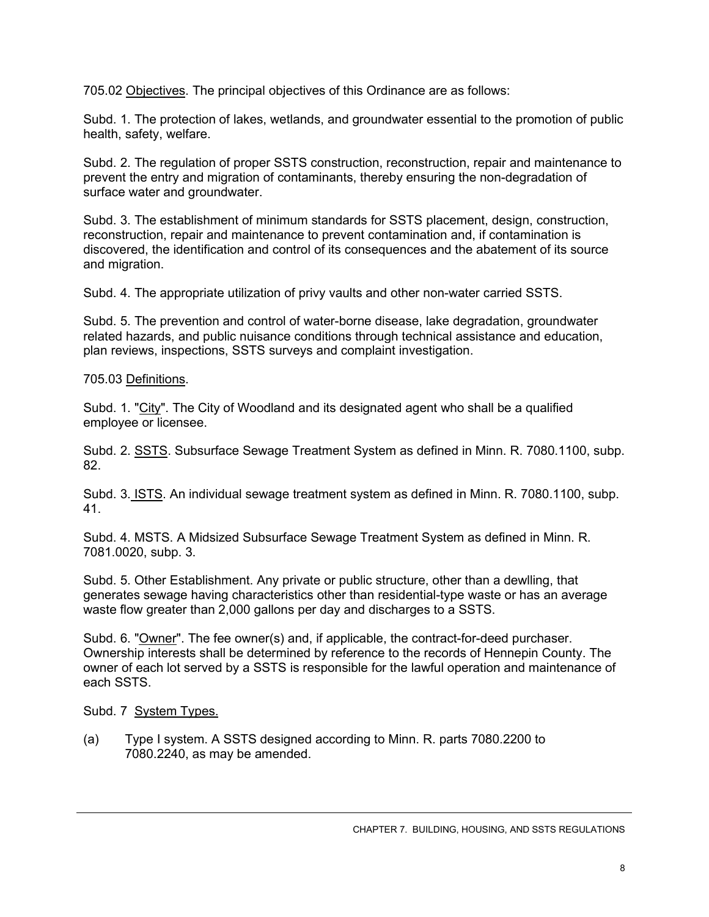705.02 Objectives. The principal objectives of this Ordinance are as follows:

Subd. 1. The protection of lakes, wetlands, and groundwater essential to the promotion of public health, safety, welfare.

Subd. 2. The regulation of proper SSTS construction, reconstruction, repair and maintenance to prevent the entry and migration of contaminants, thereby ensuring the non-degradation of surface water and groundwater.

Subd. 3. The establishment of minimum standards for SSTS placement, design, construction, reconstruction, repair and maintenance to prevent contamination and, if contamination is discovered, the identification and control of its consequences and the abatement of its source and migration.

Subd. 4. The appropriate utilization of privy vaults and other non-water carried SSTS.

Subd. 5. The prevention and control of water-borne disease, lake degradation, groundwater related hazards, and public nuisance conditions through technical assistance and education, plan reviews, inspections, SSTS surveys and complaint investigation.

705.03 Definitions.

Subd. 1. "City". The City of Woodland and its designated agent who shall be a qualified employee or licensee.

Subd. 2. SSTS. Subsurface Sewage Treatment System as defined in Minn. R. 7080.1100, subp. 82.

Subd. 3. ISTS. An individual sewage treatment system as defined in Minn. R. 7080.1100, subp. 41.

Subd. 4. MSTS. A Midsized Subsurface Sewage Treatment System as defined in Minn. R. 7081.0020, subp. 3.

Subd. 5. Other Establishment. Any private or public structure, other than a dewlling, that generates sewage having characteristics other than residential-type waste or has an average waste flow greater than 2,000 gallons per day and discharges to a SSTS.

Subd. 6. "Owner". The fee owner(s) and, if applicable, the contract-for-deed purchaser. Ownership interests shall be determined by reference to the records of Hennepin County. The owner of each lot served by a SSTS is responsible for the lawful operation and maintenance of each SSTS.

Subd. 7 System Types.

(a) Type I system. A SSTS designed according to Minn. R. parts 7080.2200 to 7080.2240, as may be amended.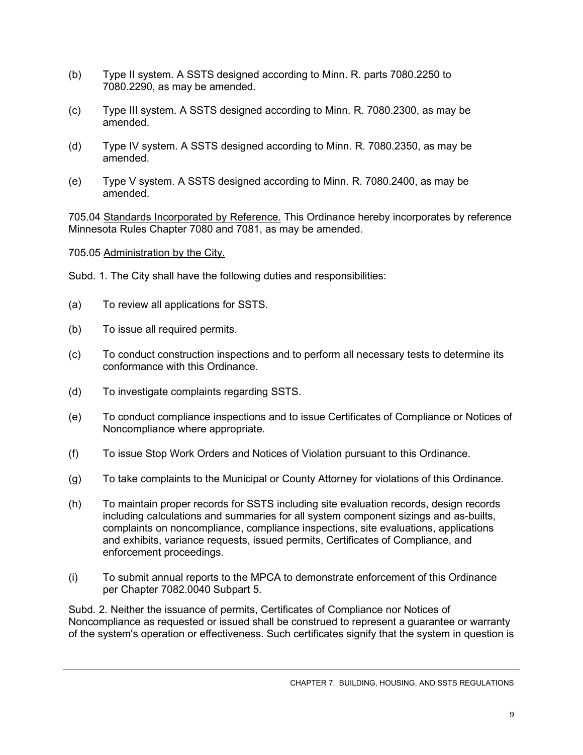(b) Type II system. A SSTS designed according to Minn. R. parts 7080.2250 to 7080.2290, as may be amended.

(c) Type III system. A SSTS designed according to Minn. R. 7080.2300, as may be amended.

(d) Type IV system. A SSTS designed according to Minn. R. 7080.2350, as may be amended.

(e) Type V system. A SSTS designed according to Minn. R. 7080.2400, as may be amended.

705.04 Standards Incorporated by Reference. This Ordinance hereby incorporates by reference Minnesota Rules Chapter 7080 and 7081, as may be amended.

705.05 Administration by the City.

Subd. 1. The City shall have the following duties and responsibilities:

(a) To review all applications for SSTS.

(b) To issue all required permits.

(c) To conduct construction inspections and to perform all necessary tests to determine its conformance with this Ordinance.

(d) To investigate complaints regarding SSTS.

(e) To conduct compliance inspections and to issue Certificates of Compliance or Notices of Noncompliance where appropriate.

(f) To issue Stop Work Orders and Notices of Violation pursuant to this Ordinance.

(g) To take complaints to the Municipal or County Attorney for violations of this Ordinance.

(h) To maintain proper records for SSTS including site evaluation records, design records including calculations and summaries for all system component sizings and as-builts, complaints on noncompliance, compliance inspections, site evaluations, applications and exhibits, variance requests, issued permits, Certificates of Compliance, and enforcement proceedings.

(i) To submit annual reports to the MPCA to demonstrate enforcement of this Ordinance per Chapter 7082.0040 Subpart 5.

Subd. 2. Neither the issuance of permits, Certificates of Compliance nor Notices of Noncompliance as requested or issued shall be construed to represent a guarantee or warranty of the system's operation or effectiveness. Such certificates signify that the system in question is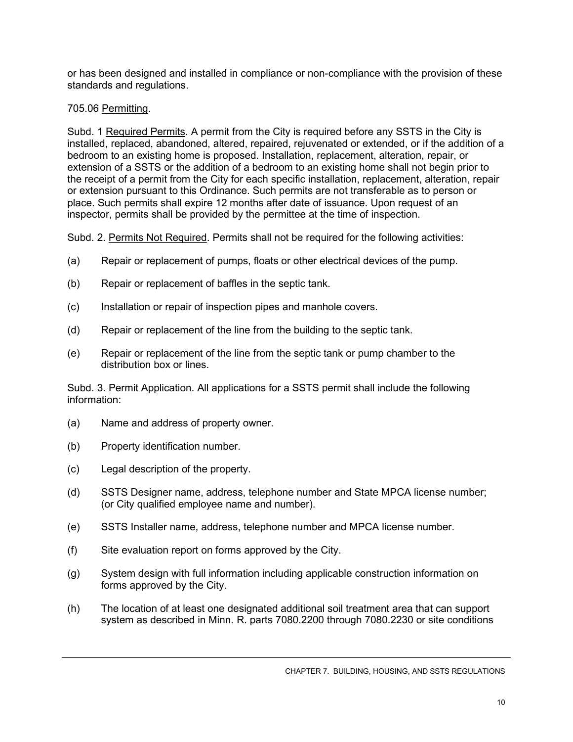or has been designed and installed in compliance or non-compliance with the provision of these standards and regulations.

705.06 Permitting.

Subd. 1 Required Permits. A permit from the City is required before any SSTS in the City is installed, replaced, abandoned, altered, repaired, rejuvenated or extended, or if the addition of a bedroom to an existing home is proposed. Installation, replacement, alteration, repair, or extension of a SSTS or the addition of a bedroom to an existing home shall not begin prior to the receipt of a permit from the City for each specific installation, replacement, alteration, repair or extension pursuant to this Ordinance. Such permits are not transferable as to person or place. Such permits shall expire 12 months after date of issuance. Upon request of an inspector, permits shall be provided by the permittee at the time of inspection.

Subd. 2. Permits Not Required. Permits shall not be required for the following activities:

(a) Repair or replacement of pumps, floats or other electrical devices of the pump.

(b) Repair or replacement of baffles in the septic tank.

(c) Installation or repair of inspection pipes and manhole covers.

(d) Repair or replacement of the line from the building to the septic tank.

(e) Repair or replacement of the line from the septic tank or pump chamber to the distribution box or lines.

Subd. 3. Permit Application. All applications for a SSTS permit shall include the following information:

(a) Name and address of property owner.

(b) Property identification number.

(c) Legal description of the property.

(d) SSTS Designer name, address, telephone number and State MPCA license number; (or City qualified employee name and number).

(e) SSTS Installer name, address, telephone number and MPCA license number.

(f) Site evaluation report on forms approved by the City.

(g) System design with full information including applicable construction information on forms approved by the City.

(h) The location of at least one designated additional soil treatment area that can support system as described in Minn. R. parts 7080.2200 through 7080.2230 or site conditions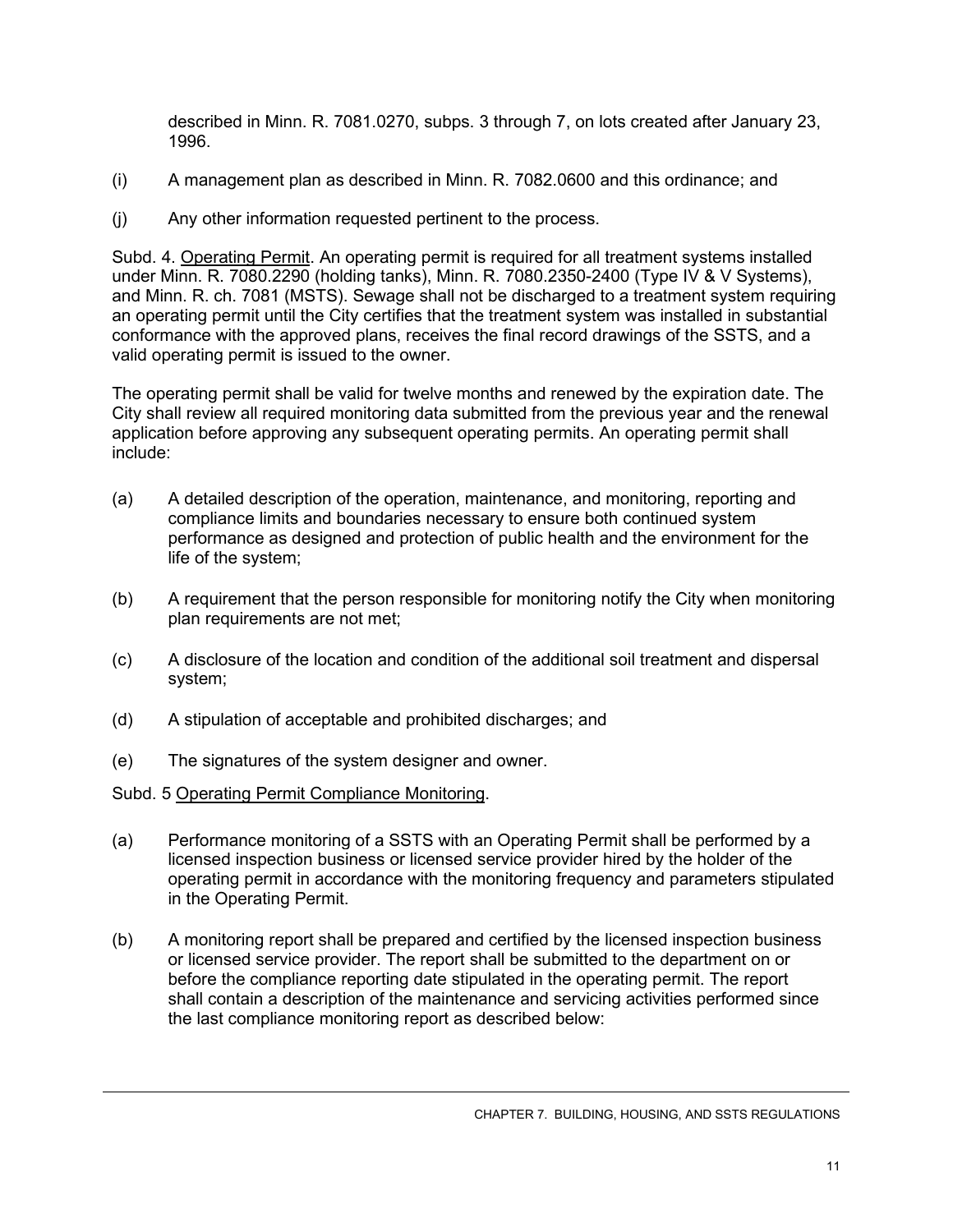described in Minn. R. 7081.0270, subps. 3 through 7, on lots created after January 23, 1996.

(i) A management plan as described in Minn. R. 7082.0600 and this ordinance; and

(j) Any other information requested pertinent to the process.

Subd. 4. Operating Permit. An operating permit is required for all treatment systems installed under Minn. R. 7080.2290 (holding tanks), Minn. R. 7080.2350-2400 (Type IV & V Systems), and Minn. R. ch. 7081 (MSTS). Sewage shall not be discharged to a treatment system requiring an operating permit until the City certifies that the treatment system was installed in substantial conformance with the approved plans, receives the final record drawings of the SSTS, and a valid operating permit is issued to the owner.

The operating permit shall be valid for twelve months and renewed by the expiration date. The City shall review all required monitoring data submitted from the previous year and the renewal application before approving any subsequent operating permits. An operating permit shall include:

(a) A detailed description of the operation, maintenance, and monitoring, reporting and compliance limits and boundaries necessary to ensure both continued system performance as designed and protection of public health and the environment for the life of the system;

(b) A requirement that the person responsible for monitoring notify the City when monitoring plan requirements are not met;

(c) A disclosure of the location and condition of the additional soil treatment and dispersal system;

(d) A stipulation of acceptable and prohibited discharges; and

(e) The signatures of the system designer and owner.

Subd. 5 Operating Permit Compliance Monitoring.

(a) Performance monitoring of a SSTS with an Operating Permit shall be performed by a licensed inspection business or licensed service provider hired by the holder of the operating permit in accordance with the monitoring frequency and parameters stipulated in the Operating Permit.

(b) A monitoring report shall be prepared and certified by the licensed inspection business or licensed service provider. The report shall be submitted to the department on or before the compliance reporting date stipulated in the operating permit. The report shall contain a description of the maintenance and servicing activities performed since the last compliance monitoring report as described below: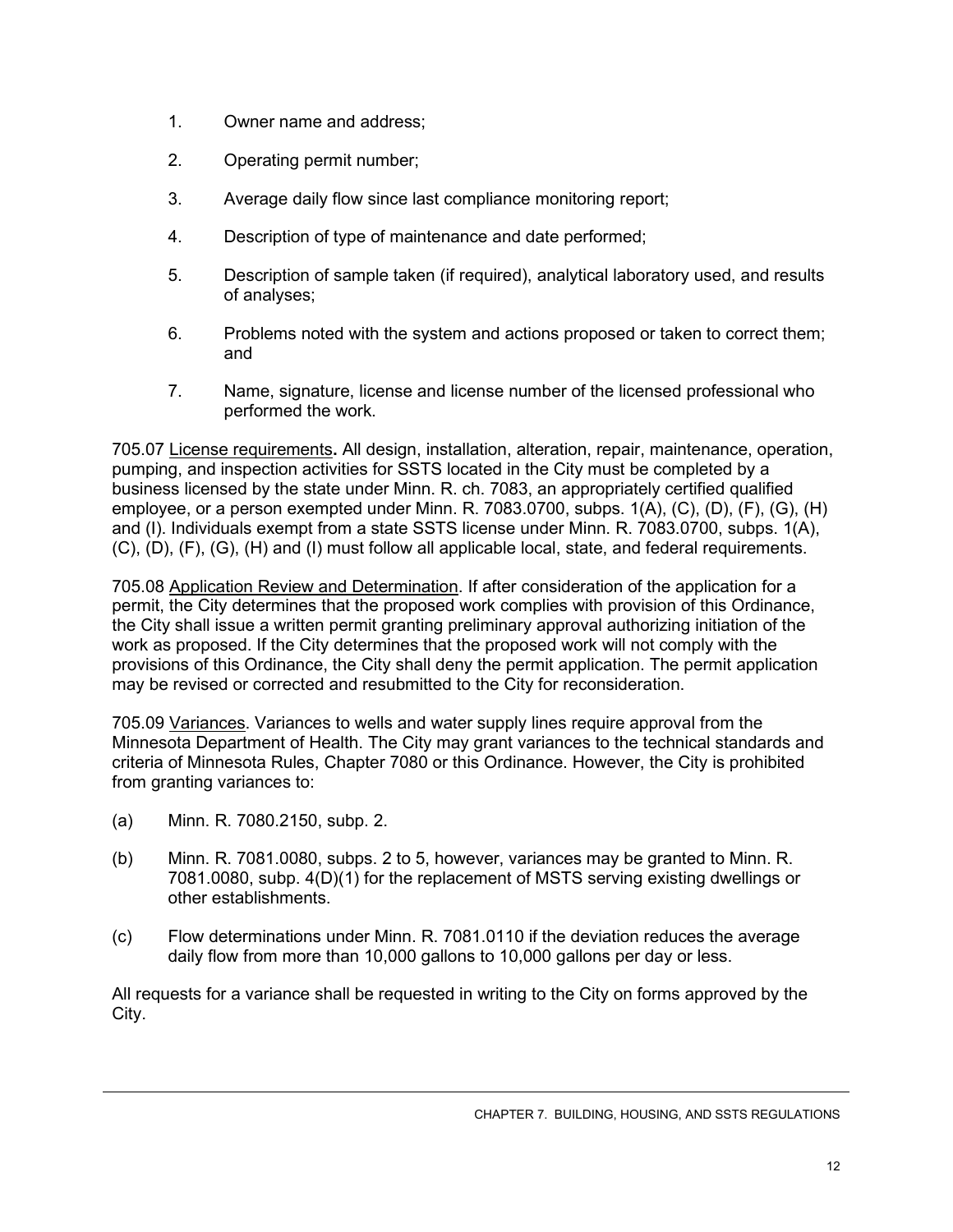1. Owner name and address;

2. Operating permit number;

3. Average daily flow since last compliance monitoring report;

4. Description of type of maintenance and date performed;

5. Description of sample taken (if required), analytical laboratory used, and results of analyses;

6. Problems noted with the system and actions proposed or taken to correct them; and

7. Name, signature, license and license number of the licensed professional who performed the work.

705.07 License requirements**.** All design, installation, alteration, repair, maintenance, operation, pumping, and inspection activities for SSTS located in the City must be completed by a business licensed by the state under Minn. R. ch. 7083, an appropriately certified qualified employee, or a person exempted under Minn. R. 7083.0700, subps. 1(A), (C), (D), (F), (G), (H) and (I). Individuals exempt from a state SSTS license under Minn. R. 7083.0700, subps. 1(A), (C), (D), (F), (G), (H) and (I) must follow all applicable local, state, and federal requirements.

705.08 Application Review and Determination. If after consideration of the application for a permit, the City determines that the proposed work complies with provision of this Ordinance, the City shall issue a written permit granting preliminary approval authorizing initiation of the work as proposed. If the City determines that the proposed work will not comply with the provisions of this Ordinance, the City shall deny the permit application. The permit application may be revised or corrected and resubmitted to the City for reconsideration.

705.09 Variances. Variances to wells and water supply lines require approval from the Minnesota Department of Health. The City may grant variances to the technical standards and criteria of Minnesota Rules, Chapter 7080 or this Ordinance. However, the City is prohibited from granting variances to:

(a) Minn. R. 7080.2150, subp. 2.

(b) Minn. R. 7081.0080, subps. 2 to 5, however, variances may be granted to Minn. R. 7081.0080, subp. 4(D)(1) for the replacement of MSTS serving existing dwellings or other establishments.

(c) Flow determinations under Minn. R. 7081.0110 if the deviation reduces the average daily flow from more than 10,000 gallons to 10,000 gallons per day or less.

All requests for a variance shall be requested in writing to the City on forms approved by the City.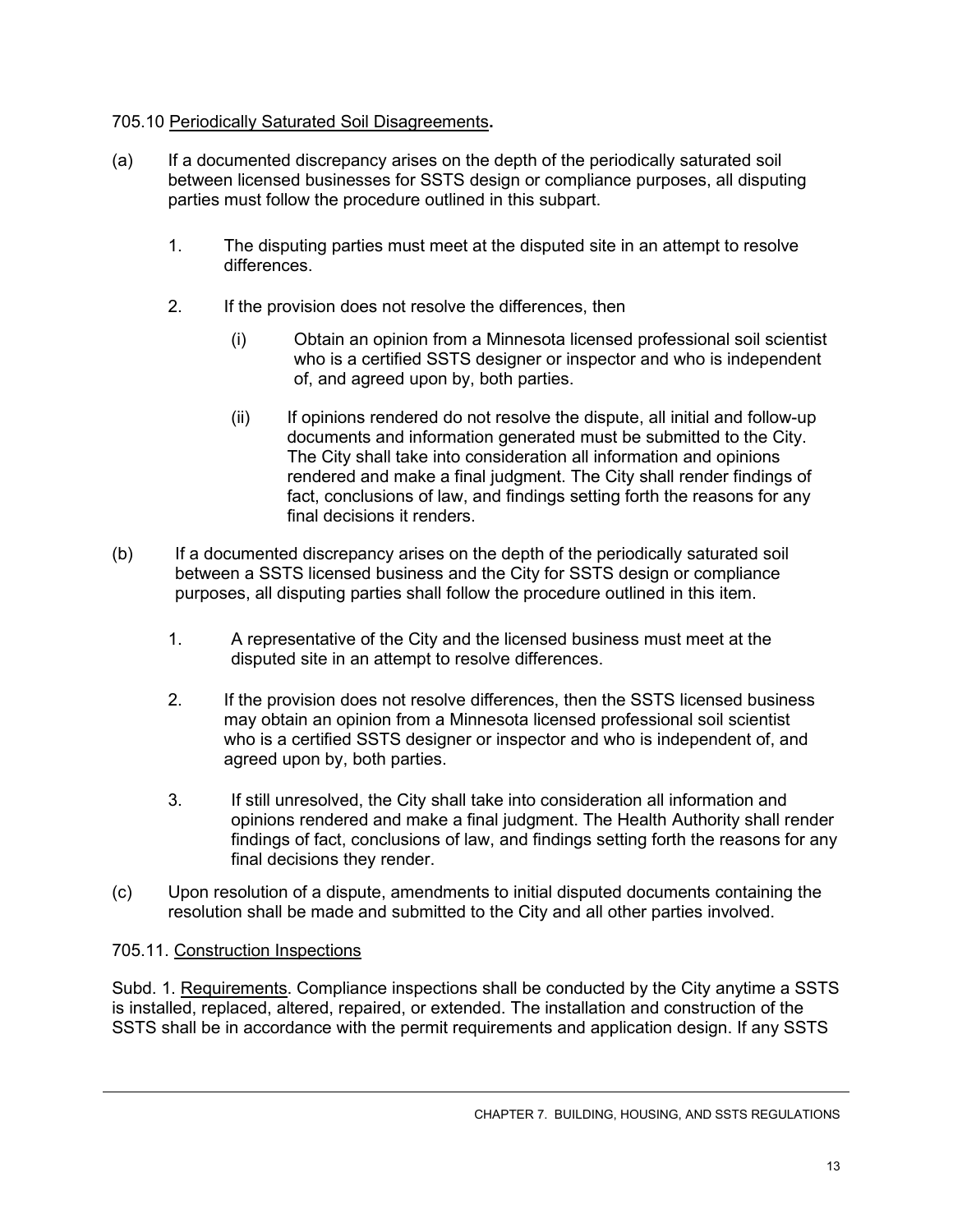705.10 Periodically Saturated Soil Disagreements.

(a) If a documented discrepancy arises on the depth of the periodically saturated soil between licensed businesses for SSTS design or compliance purposes, all disputing parties must follow the procedure outlined in this subpart.

1. The disputing parties must meet at the disputed site in an attempt to resolve differences.

2. If the provision does not resolve the differences, then

   (i) Obtain an opinion from a Minnesota licensed professional soil scientist who is a certified SSTS designer or inspector and who is independent of, and agreed upon by, both parties.

   (ii) If opinions rendered do not resolve the dispute, all initial and follow-up documents and information generated must be submitted to the City. The City shall take into consideration all information and opinions rendered and make a final judgment. The City shall render findings of fact, conclusions of law, and findings setting forth the reasons for any final decisions it renders.

(b) If a documented discrepancy arises on the depth of the periodically saturated soil between a SSTS licensed business and the City for SSTS design or compliance purposes, all disputing parties shall follow the procedure outlined in this item.

1. A representative of the City and the licensed business must meet at the disputed site in an attempt to resolve differences.

2. If the provision does not resolve differences, then the SSTS licensed business may obtain an opinion from a Minnesota licensed professional soil scientist who is a certified SSTS designer or inspector and who is independent of, and agreed upon by, both parties.

3. If still unresolved, the City shall take into consideration all information and opinions rendered and make a final judgment. The Health Authority shall render findings of fact, conclusions of law, and findings setting forth the reasons for any final decisions they render.

(c) Upon resolution of a dispute, amendments to initial disputed documents containing the resolution shall be made and submitted to the City and all other parties involved.

705.11. Construction Inspections

Subd. 1. Requirements. Compliance inspections shall be conducted by the City anytime a SSTS is installed, replaced, altered, repaired, or extended. The installation and construction of the SSTS shall be in accordance with the permit requirements and application design. If any SSTS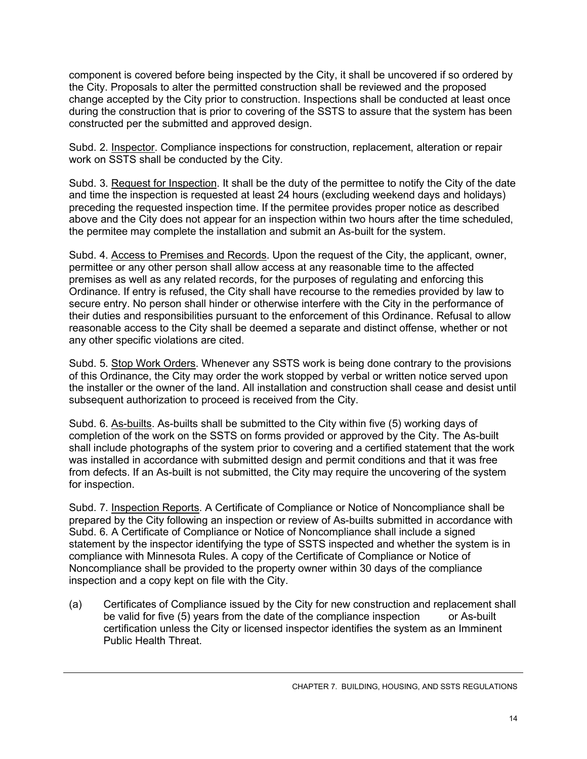component is covered before being inspected by the City, it shall be uncovered if so ordered by the City. Proposals to alter the permitted construction shall be reviewed and the proposed change accepted by the City prior to construction. Inspections shall be conducted at least once during the construction that is prior to covering of the SSTS to assure that the system has been constructed per the submitted and approved design.

Subd. 2. Inspector. Compliance inspections for construction, replacement, alteration or repair work on SSTS shall be conducted by the City.

Subd. 3. Request for Inspection. It shall be the duty of the permittee to notify the City of the date and time the inspection is requested at least 24 hours (excluding weekend days and holidays) preceding the requested inspection time. If the permitee provides proper notice as described above and the City does not appear for an inspection within two hours after the time scheduled, the permitee may complete the installation and submit an As-built for the system.

Subd. 4. Access to Premises and Records. Upon the request of the City, the applicant, owner, permittee or any other person shall allow access at any reasonable time to the affected premises as well as any related records, for the purposes of regulating and enforcing this Ordinance. If entry is refused, the City shall have recourse to the remedies provided by law to secure entry. No person shall hinder or otherwise interfere with the City in the performance of their duties and responsibilities pursuant to the enforcement of this Ordinance. Refusal to allow reasonable access to the City shall be deemed a separate and distinct offense, whether or not any other specific violations are cited.

Subd. 5. Stop Work Orders. Whenever any SSTS work is being done contrary to the provisions of this Ordinance, the City may order the work stopped by verbal or written notice served upon the installer or the owner of the land. All installation and construction shall cease and desist until subsequent authorization to proceed is received from the City.

Subd. 6. As-builts. As-builts shall be submitted to the City within five (5) working days of completion of the work on the SSTS on forms provided or approved by the City. The As-built shall include photographs of the system prior to covering and a certified statement that the work was installed in accordance with submitted design and permit conditions and that it was free from defects. If an As-built is not submitted, the City may require the uncovering of the system for inspection.

Subd. 7. Inspection Reports. A Certificate of Compliance or Notice of Noncompliance shall be prepared by the City following an inspection or review of As-builts submitted in accordance with Subd. 6. A Certificate of Compliance or Notice of Noncompliance shall include a signed statement by the inspector identifying the type of SSTS inspected and whether the system is in compliance with Minnesota Rules. A copy of the Certificate of Compliance or Notice of Noncompliance shall be provided to the property owner within 30 days of the compliance inspection and a copy kept on file with the City.

(a) Certificates of Compliance issued by the City for new construction and replacement shall be valid for five (5) years from the date of the compliance inspection or As-built certification unless the City or licensed inspector identifies the system as an Imminent Public Health Threat.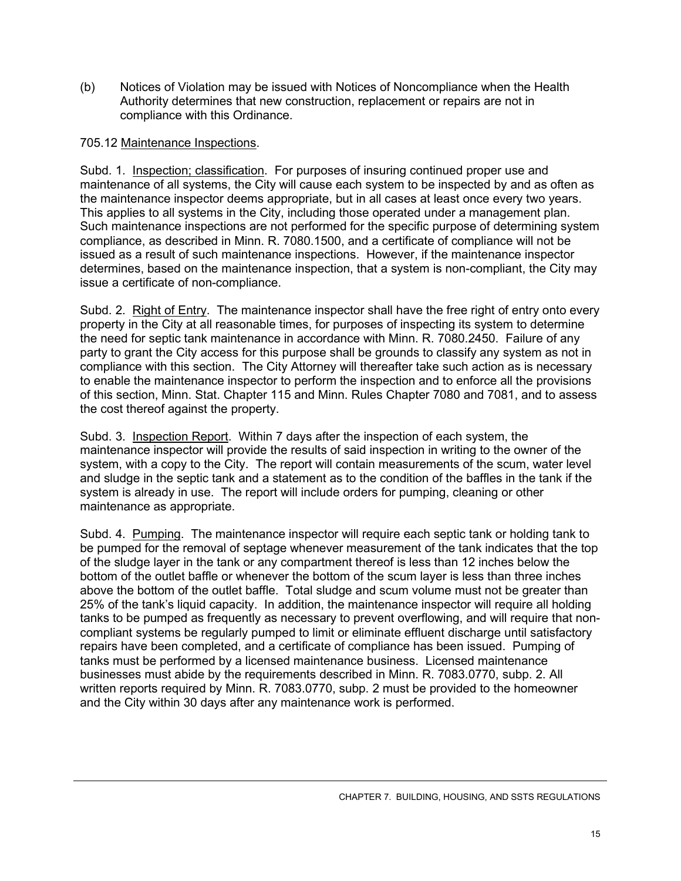(b) Notices of Violation may be issued with Notices of Noncompliance when the Health Authority determines that new construction, replacement or repairs are not in compliance with this Ordinance.

705.12 Maintenance Inspections.

Subd. 1. Inspection; classification. For purposes of insuring continued proper use and maintenance of all systems, the City will cause each system to be inspected by and as often as the maintenance inspector deems appropriate, but in all cases at least once every two years. This applies to all systems in the City, including those operated under a management plan. Such maintenance inspections are not performed for the specific purpose of determining system compliance, as described in Minn. R. 7080.1500, and a certificate of compliance will not be issued as a result of such maintenance inspections. However, if the maintenance inspector determines, based on the maintenance inspection, that a system is non-compliant, the City may issue a certificate of non-compliance.

Subd. 2. Right of Entry. The maintenance inspector shall have the free right of entry onto every property in the City at all reasonable times, for purposes of inspecting its system to determine the need for septic tank maintenance in accordance with Minn. R. 7080.2450. Failure of any party to grant the City access for this purpose shall be grounds to classify any system as not in compliance with this section. The City Attorney will thereafter take such action as is necessary to enable the maintenance inspector to perform the inspection and to enforce all the provisions of this section, Minn. Stat. Chapter 115 and Minn. Rules Chapter 7080 and 7081, and to assess the cost thereof against the property.

Subd. 3. Inspection Report. Within 7 days after the inspection of each system, the maintenance inspector will provide the results of said inspection in writing to the owner of the system, with a copy to the City. The report will contain measurements of the scum, water level and sludge in the septic tank and a statement as to the condition of the baffles in the tank if the system is already in use. The report will include orders for pumping, cleaning or other maintenance as appropriate.

Subd. 4. Pumping. The maintenance inspector will require each septic tank or holding tank to be pumped for the removal of septage whenever measurement of the tank indicates that the top of the sludge layer in the tank or any compartment thereof is less than 12 inches below the bottom of the outlet baffle or whenever the bottom of the scum layer is less than three inches above the bottom of the outlet baffle. Total sludge and scum volume must not be greater than 25% of the tank's liquid capacity. In addition, the maintenance inspector will require all holding tanks to be pumped as frequently as necessary to prevent overflowing, and will require that non-compliant systems be regularly pumped to limit or eliminate effluent discharge until satisfactory repairs have been completed, and a certificate of compliance has been issued. Pumping of tanks must be performed by a licensed maintenance business. Licensed maintenance businesses must abide by the requirements described in Minn. R. 7083.0770, subp. 2. All written reports required by Minn. R. 7083.0770, subp. 2 must be provided to the homeowner and the City within 30 days after any maintenance work is performed.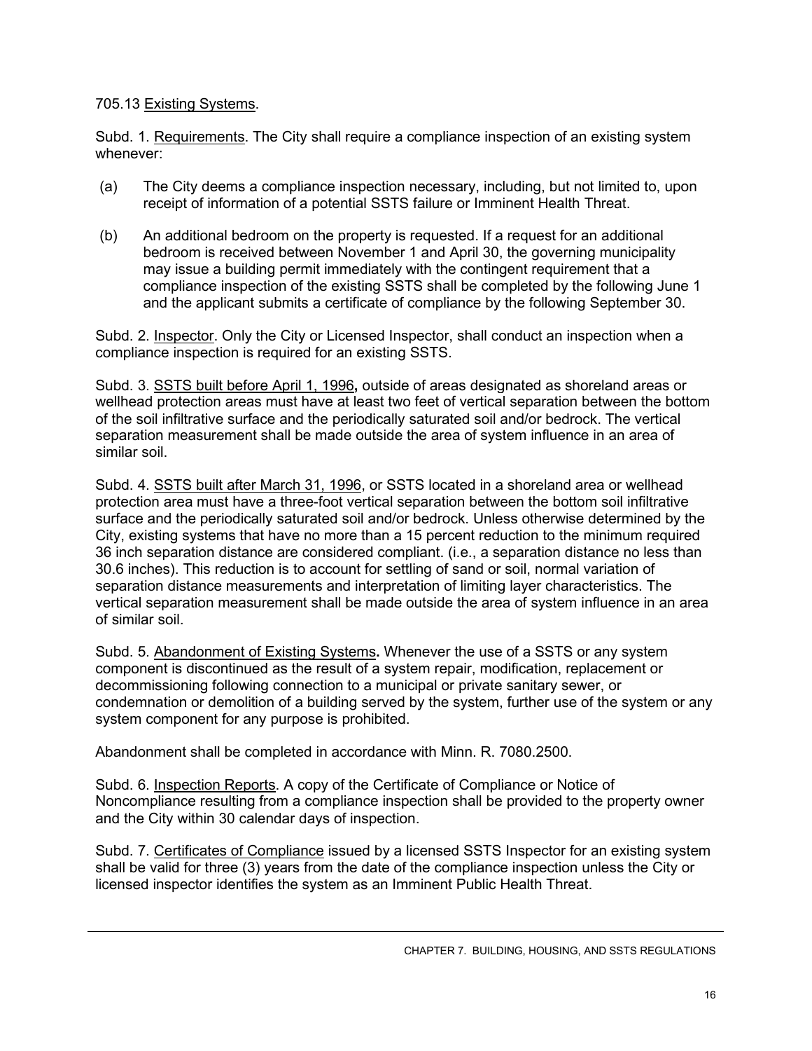705.13 Existing Systems.

Subd. 1. Requirements. The City shall require a compliance inspection of an existing system whenever:

(a) The City deems a compliance inspection necessary, including, but not limited to, upon receipt of information of a potential SSTS failure or Imminent Health Threat.

(b) An additional bedroom on the property is requested. If a request for an additional bedroom is received between November 1 and April 30, the governing municipality may issue a building permit immediately with the contingent requirement that a compliance inspection of the existing SSTS shall be completed by the following June 1 and the applicant submits a certificate of compliance by the following September 30.

Subd. 2. Inspector. Only the City or Licensed Inspector, shall conduct an inspection when a compliance inspection is required for an existing SSTS.

Subd. 3. SSTS built before April 1, 1996**,** outside of areas designated as shoreland areas or wellhead protection areas must have at least two feet of vertical separation between the bottom of the soil infiltrative surface and the periodically saturated soil and/or bedrock. The vertical separation measurement shall be made outside the area of system influence in an area of similar soil.

Subd. 4. SSTS built after March 31, 1996, or SSTS located in a shoreland area or wellhead protection area must have a three-foot vertical separation between the bottom soil infiltrative surface and the periodically saturated soil and/or bedrock. Unless otherwise determined by the City, existing systems that have no more than a 15 percent reduction to the minimum required 36 inch separation distance are considered compliant. (i.e., a separation distance no less than 30.6 inches). This reduction is to account for settling of sand or soil, normal variation of separation distance measurements and interpretation of limiting layer characteristics. The vertical separation measurement shall be made outside the area of system influence in an area of similar soil.

Subd. 5. Abandonment of Existing Systems**.** Whenever the use of a SSTS or any system component is discontinued as the result of a system repair, modification, replacement or decommissioning following connection to a municipal or private sanitary sewer, or condemnation or demolition of a building served by the system, further use of the system or any system component for any purpose is prohibited.

Abandonment shall be completed in accordance with Minn. R. 7080.2500.

Subd. 6. Inspection Reports. A copy of the Certificate of Compliance or Notice of Noncompliance resulting from a compliance inspection shall be provided to the property owner and the City within 30 calendar days of inspection.

Subd. 7. Certificates of Compliance issued by a licensed SSTS Inspector for an existing system shall be valid for three (3) years from the date of the compliance inspection unless the City or licensed inspector identifies the system as an Imminent Public Health Threat.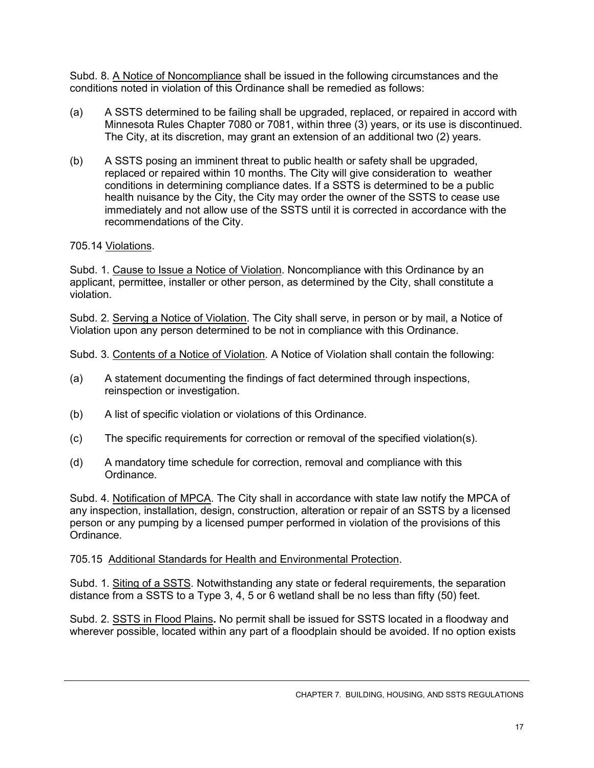Subd. 8. A Notice of Noncompliance shall be issued in the following circumstances and the conditions noted in violation of this Ordinance shall be remedied as follows:

(a) A SSTS determined to be failing shall be upgraded, replaced, or repaired in accord with Minnesota Rules Chapter 7080 or 7081, within three (3) years, or its use is discontinued. The City, at its discretion, may grant an extension of an additional two (2) years.

(b) A SSTS posing an imminent threat to public health or safety shall be upgraded, replaced or repaired within 10 months. The City will give consideration to weather conditions in determining compliance dates. If a SSTS is determined to be a public health nuisance by the City, the City may order the owner of the SSTS to cease use immediately and not allow use of the SSTS until it is corrected in accordance with the recommendations of the City.

705.14 Violations.

Subd. 1. Cause to Issue a Notice of Violation. Noncompliance with this Ordinance by an applicant, permittee, installer or other person, as determined by the City, shall constitute a violation.

Subd. 2. Serving a Notice of Violation. The City shall serve, in person or by mail, a Notice of Violation upon any person determined to be not in compliance with this Ordinance.

Subd. 3. Contents of a Notice of Violation. A Notice of Violation shall contain the following:

(a) A statement documenting the findings of fact determined through inspections, reinspection or investigation.

(b) A list of specific violation or violations of this Ordinance.

(c) The specific requirements for correction or removal of the specified violation(s).

(d) A mandatory time schedule for correction, removal and compliance with this Ordinance.

Subd. 4. Notification of MPCA. The City shall in accordance with state law notify the MPCA of any inspection, installation, design, construction, alteration or repair of an SSTS by a licensed person or any pumping by a licensed pumper performed in violation of the provisions of this Ordinance.

705.15 Additional Standards for Health and Environmental Protection.

Subd. 1. Siting of a SSTS. Notwithstanding any state or federal requirements, the separation distance from a SSTS to a Type 3, 4, 5 or 6 wetland shall be no less than fifty (50) feet.

Subd. 2. SSTS in Flood Plains**.** No permit shall be issued for SSTS located in a floodway and wherever possible, located within any part of a floodplain should be avoided. If no option exists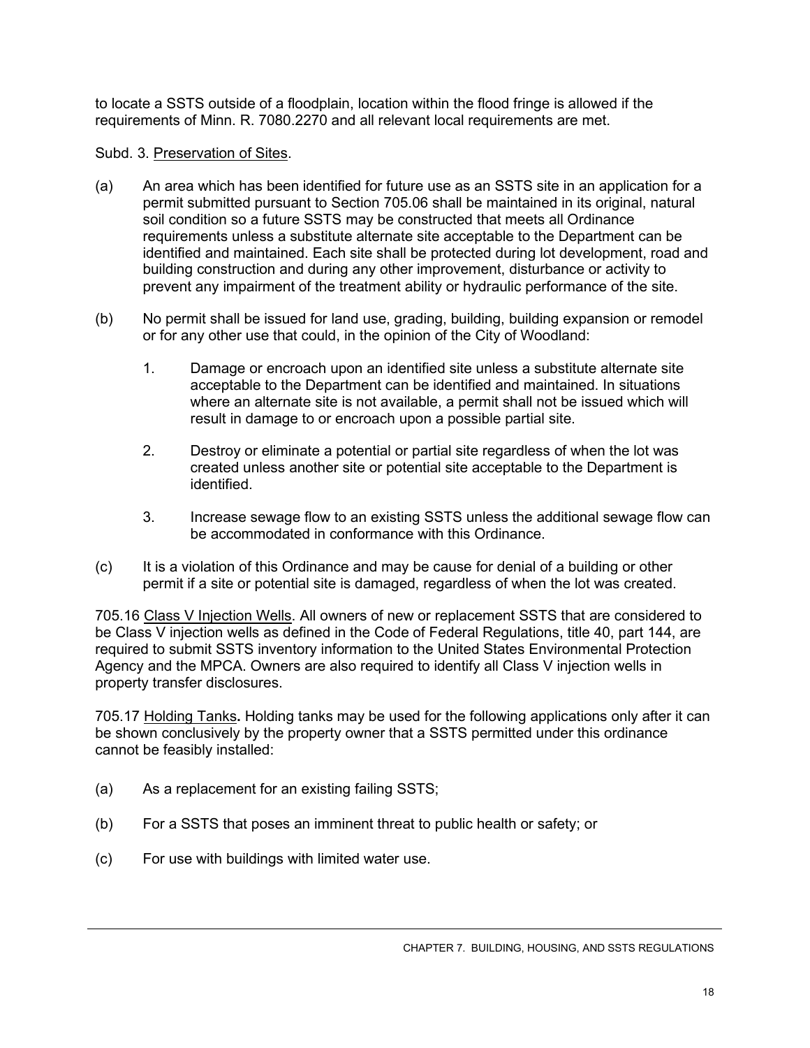to locate a SSTS outside of a floodplain, location within the flood fringe is allowed if the requirements of Minn. R. 7080.2270 and all relevant local requirements are met.

Subd. 3. Preservation of Sites.

(a) An area which has been identified for future use as an SSTS site in an application for a permit submitted pursuant to Section 705.06 shall be maintained in its original, natural soil condition so a future SSTS may be constructed that meets all Ordinance requirements unless a substitute alternate site acceptable to the Department can be identified and maintained. Each site shall be protected during lot development, road and building construction and during any other improvement, disturbance or activity to prevent any impairment of the treatment ability or hydraulic performance of the site.

(b) No permit shall be issued for land use, grading, building, building expansion or remodel or for any other use that could, in the opinion of the City of Woodland:

1. Damage or encroach upon an identified site unless a substitute alternate site acceptable to the Department can be identified and maintained. In situations where an alternate site is not available, a permit shall not be issued which will result in damage to or encroach upon a possible partial site.

2. Destroy or eliminate a potential or partial site regardless of when the lot was created unless another site or potential site acceptable to the Department is identified.

3. Increase sewage flow to an existing SSTS unless the additional sewage flow can be accommodated in conformance with this Ordinance.

(c) It is a violation of this Ordinance and may be cause for denial of a building or other permit if a site or potential site is damaged, regardless of when the lot was created.

705.16 Class V Injection Wells. All owners of new or replacement SSTS that are considered to be Class V injection wells as defined in the Code of Federal Regulations, title 40, part 144, are required to submit SSTS inventory information to the United States Environmental Protection Agency and the MPCA. Owners are also required to identify all Class V injection wells in property transfer disclosures.

705.17 Holding Tanks**.** Holding tanks may be used for the following applications only after it can be shown conclusively by the property owner that a SSTS permitted under this ordinance cannot be feasibly installed:

(a) As a replacement for an existing failing SSTS;

(b) For a SSTS that poses an imminent threat to public health or safety; or

(c) For use with buildings with limited water use.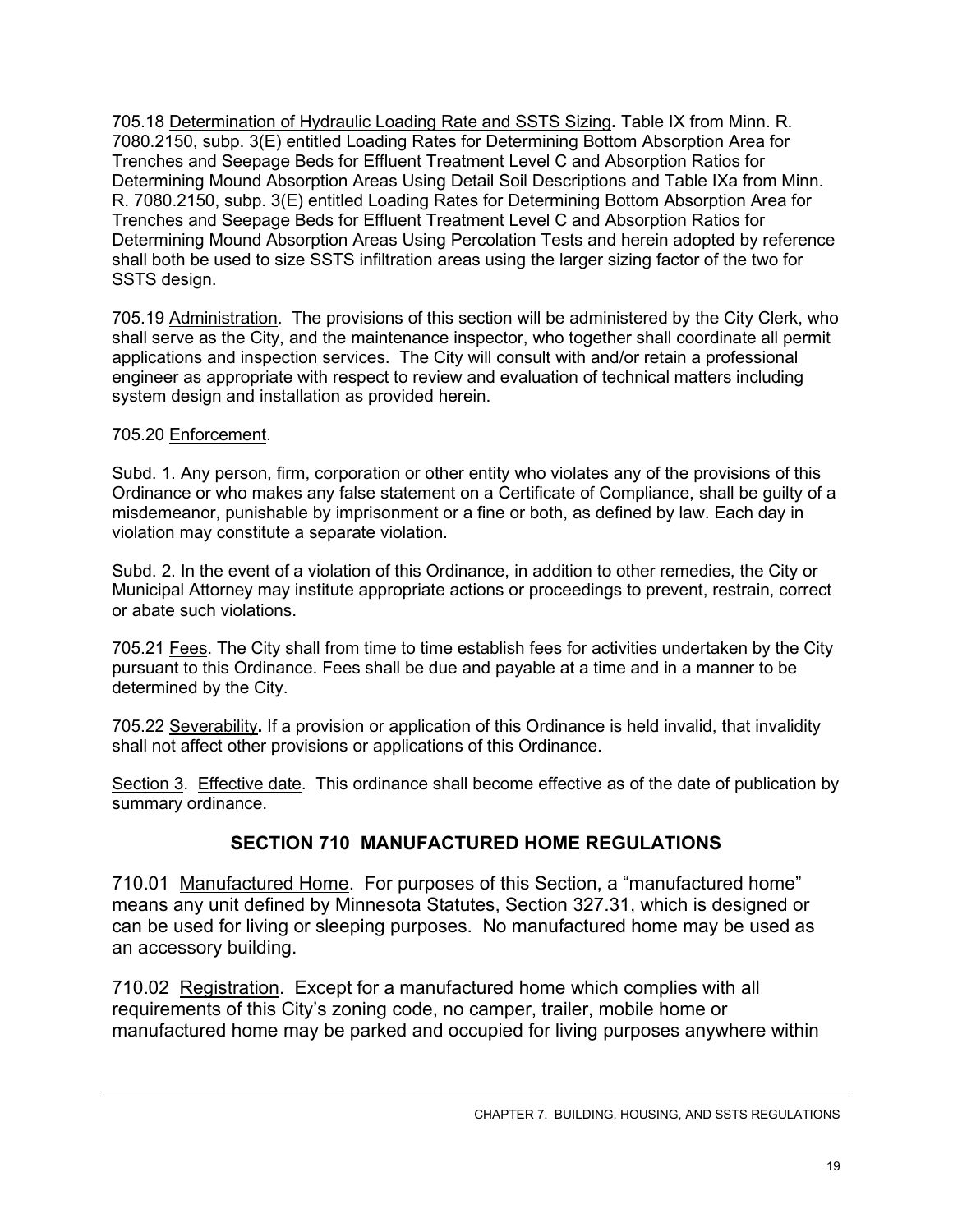705.18 Determination of Hydraulic Loading Rate and SSTS Sizing**.** Table IX from Minn. R. 7080.2150, subp. 3(E) entitled Loading Rates for Determining Bottom Absorption Area for Trenches and Seepage Beds for Effluent Treatment Level C and Absorption Ratios for Determining Mound Absorption Areas Using Detail Soil Descriptions and Table IXa from Minn. R. 7080.2150, subp. 3(E) entitled Loading Rates for Determining Bottom Absorption Area for Trenches and Seepage Beds for Effluent Treatment Level C and Absorption Ratios for Determining Mound Absorption Areas Using Percolation Tests and herein adopted by reference shall both be used to size SSTS infiltration areas using the larger sizing factor of the two for SSTS design.

705.19 Administration. The provisions of this section will be administered by the City Clerk, who shall serve as the City, and the maintenance inspector, who together shall coordinate all permit applications and inspection services. The City will consult with and/or retain a professional engineer as appropriate with respect to review and evaluation of technical matters including system design and installation as provided herein.

705.20 Enforcement.

Subd. 1. Any person, firm, corporation or other entity who violates any of the provisions of this Ordinance or who makes any false statement on a Certificate of Compliance, shall be guilty of a misdemeanor, punishable by imprisonment or a fine or both, as defined by law. Each day in violation may constitute a separate violation.

Subd. 2. In the event of a violation of this Ordinance, in addition to other remedies, the City or Municipal Attorney may institute appropriate actions or proceedings to prevent, restrain, correct or abate such violations.

705.21 Fees. The City shall from time to time establish fees for activities undertaken by the City pursuant to this Ordinance. Fees shall be due and payable at a time and in a manner to be determined by the City.

705.22 Severability**.** If a provision or application of this Ordinance is held invalid, that invalidity shall not affect other provisions or applications of this Ordinance.

Section 3. Effective date. This ordinance shall become effective as of the date of publication by summary ordinance.

## SECTION 710 MANUFACTURED HOME REGULATIONS

710.01 Manufactured Home. For purposes of this Section, a "manufactured home" means any unit defined by Minnesota Statutes, Section 327.31, which is designed or can be used for living or sleeping purposes. No manufactured home may be used as an accessory building.

710.02 Registration. Except for a manufactured home which complies with all requirements of this City's zoning code, no camper, trailer, mobile home or manufactured home may be parked and occupied for living purposes anywhere within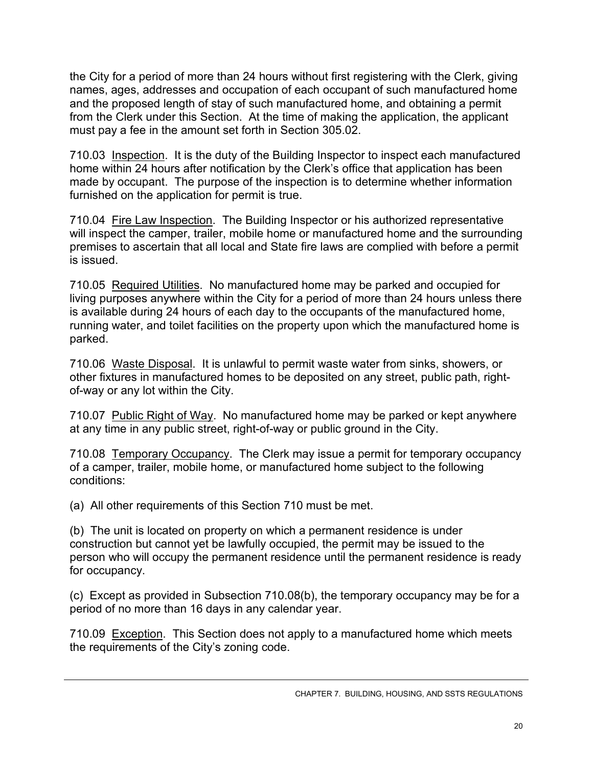the City for a period of more than 24 hours without first registering with the Clerk, giving names, ages, addresses and occupation of each occupant of such manufactured home and the proposed length of stay of such manufactured home, and obtaining a permit from the Clerk under this Section. At the time of making the application, the applicant must pay a fee in the amount set forth in Section 305.02.

710.03 <u>Inspection</u>. It is the duty of the Building Inspector to inspect each manufactured home within 24 hours after notification by the Clerk's office that application has been made by occupant. The purpose of the inspection is to determine whether information furnished on the application for permit is true.

710.04 <u>Fire Law Inspection</u>. The Building Inspector or his authorized representative will inspect the camper, trailer, mobile home or manufactured home and the surrounding premises to ascertain that all local and State fire laws are complied with before a permit is issued.

710.05 <u>Required Utilities</u>. No manufactured home may be parked and occupied for living purposes anywhere within the City for a period of more than 24 hours unless there is available during 24 hours of each day to the occupants of the manufactured home, running water, and toilet facilities on the property upon which the manufactured home is parked.

710.06 <u>Waste Disposal</u>. It is unlawful to permit waste water from sinks, showers, or other fixtures in manufactured homes to be deposited on any street, public path, right-of-way or any lot within the City.

710.07 <u>Public Right of Way</u>. No manufactured home may be parked or kept anywhere at any time in any public street, right-of-way or public ground in the City.

710.08 <u>Temporary Occupancy</u>. The Clerk may issue a permit for temporary occupancy of a camper, trailer, mobile home, or manufactured home subject to the following conditions:

(a) All other requirements of this Section 710 must be met.

(b) The unit is located on property on which a permanent residence is under construction but cannot yet be lawfully occupied, the permit may be issued to the person who will occupy the permanent residence until the permanent residence is ready for occupancy.

(c) Except as provided in Subsection 710.08(b), the temporary occupancy may be for a period of no more than 16 days in any calendar year.

710.09 <u>Exception</u>. This Section does not apply to a manufactured home which meets the requirements of the City's zoning code.